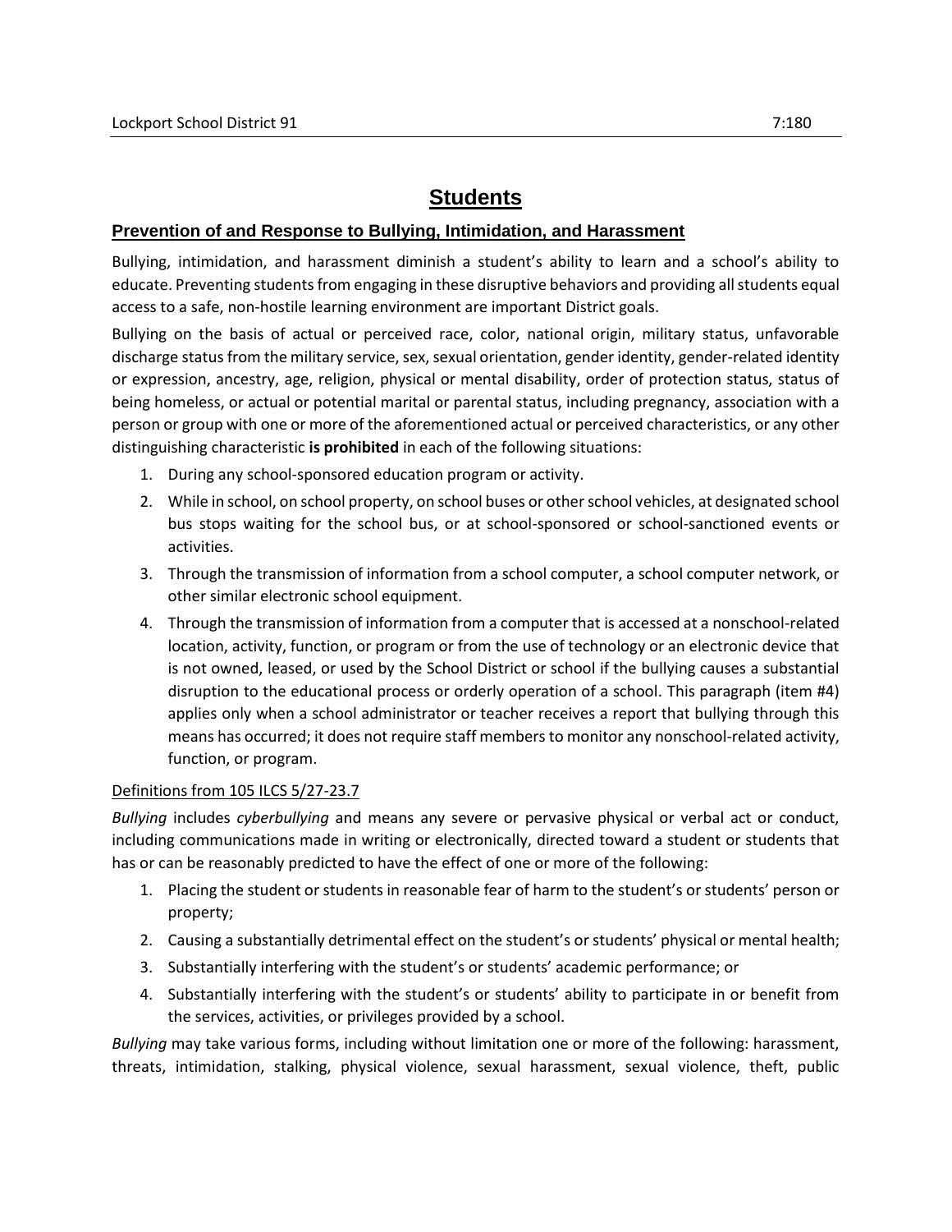# Students

## Prevention of and Response to Bullying, Intimidation, and Harassment

Bullying, intimidation, and harassment diminish a student's ability to learn and a school's ability to educate. Preventing students from engaging in these disruptive behaviors and providing all students equal access to a safe, non-hostile learning environment are important District goals.

Bullying on the basis of actual or perceived race, color, national origin, military status, unfavorable discharge status from the military service, sex, sexual orientation, gender identity, gender-related identity or expression, ancestry, age, religion, physical or mental disability, order of protection status, status of being homeless, or actual or potential marital or parental status, including pregnancy, association with a person or group with one or more of the aforementioned actual or perceived characteristics, or any other distinguishing characteristic **is prohibited** in each of the following situations:

1. During any school-sponsored education program or activity.
2. While in school, on school property, on school buses or other school vehicles, at designated school bus stops waiting for the school bus, or at school-sponsored or school-sanctioned events or activities.
3. Through the transmission of information from a school computer, a school computer network, or other similar electronic school equipment.
4. Through the transmission of information from a computer that is accessed at a nonschool-related location, activity, function, or program or from the use of technology or an electronic device that is not owned, leased, or used by the School District or school if the bullying causes a substantial disruption to the educational process or orderly operation of a school. This paragraph (item #4) applies only when a school administrator or teacher receives a report that bullying through this means has occurred; it does not require staff members to monitor any nonschool-related activity, function, or program.

Definitions from 105 ILCS 5/27-23.7

*Bullying* includes *cyberbullying* and means any severe or pervasive physical or verbal act or conduct, including communications made in writing or electronically, directed toward a student or students that has or can be reasonably predicted to have the effect of one or more of the following:

1. Placing the student or students in reasonable fear of harm to the student's or students' person or property;
2. Causing a substantially detrimental effect on the student's or students' physical or mental health;
3. Substantially interfering with the student's or students' academic performance; or
4. Substantially interfering with the student's or students' ability to participate in or benefit from the services, activities, or privileges provided by a school.

*Bullying* may take various forms, including without limitation one or more of the following: harassment, threats, intimidation, stalking, physical violence, sexual harassment, sexual violence, theft, public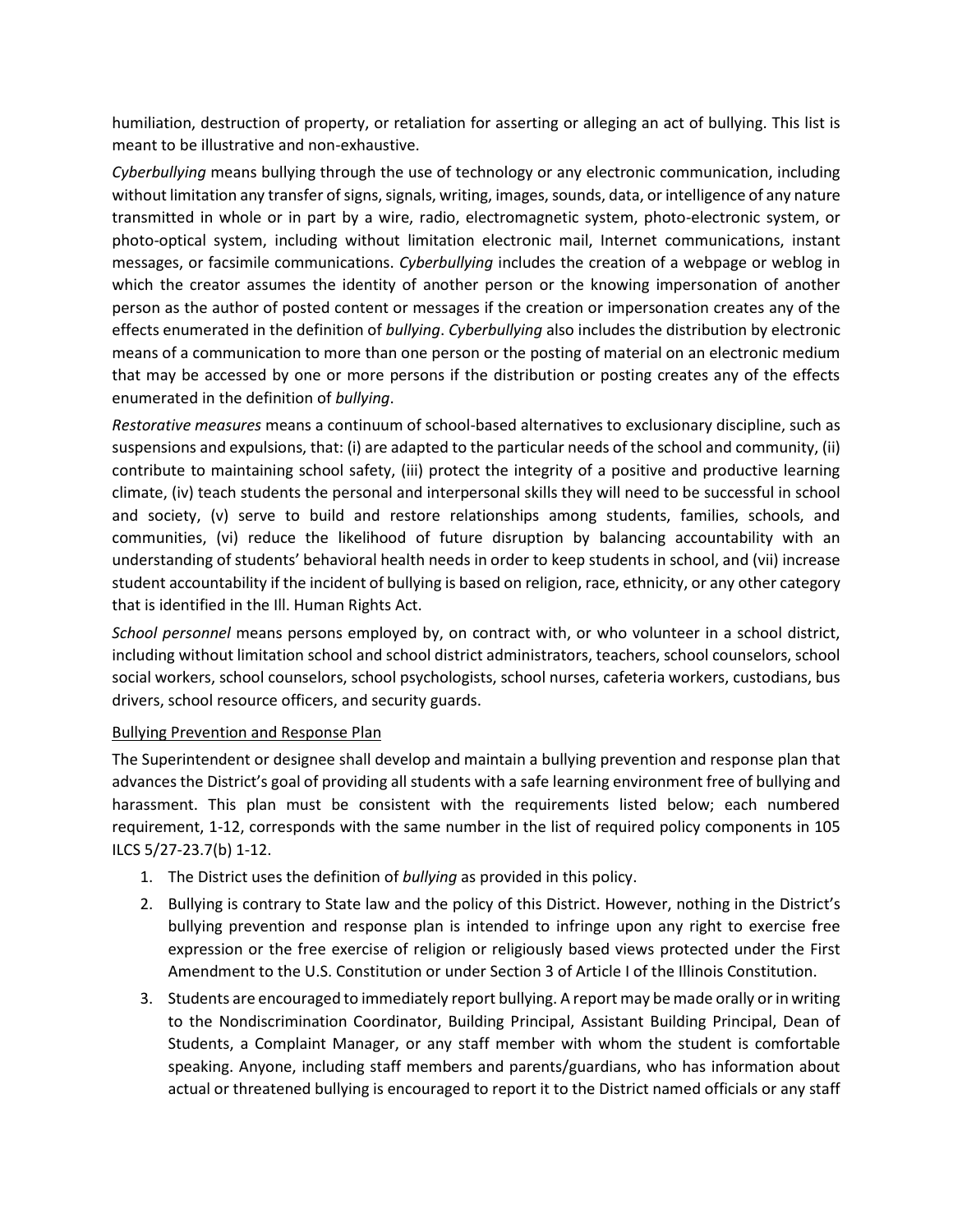humiliation, destruction of property, or retaliation for asserting or alleging an act of bullying. This list is meant to be illustrative and non-exhaustive.

*Cyberbullying* means bullying through the use of technology or any electronic communication, including without limitation any transfer of signs, signals, writing, images, sounds, data, or intelligence of any nature transmitted in whole or in part by a wire, radio, electromagnetic system, photo-electronic system, or photo-optical system, including without limitation electronic mail, Internet communications, instant messages, or facsimile communications. *Cyberbullying* includes the creation of a webpage or weblog in which the creator assumes the identity of another person or the knowing impersonation of another person as the author of posted content or messages if the creation or impersonation creates any of the effects enumerated in the definition of *bullying*. *Cyberbullying* also includes the distribution by electronic means of a communication to more than one person or the posting of material on an electronic medium that may be accessed by one or more persons if the distribution or posting creates any of the effects enumerated in the definition of *bullying*.

*Restorative measures* means a continuum of school-based alternatives to exclusionary discipline, such as suspensions and expulsions, that: (i) are adapted to the particular needs of the school and community, (ii) contribute to maintaining school safety, (iii) protect the integrity of a positive and productive learning climate, (iv) teach students the personal and interpersonal skills they will need to be successful in school and society, (v) serve to build and restore relationships among students, families, schools, and communities, (vi) reduce the likelihood of future disruption by balancing accountability with an understanding of students' behavioral health needs in order to keep students in school, and (vii) increase student accountability if the incident of bullying is based on religion, race, ethnicity, or any other category that is identified in the Ill. Human Rights Act.

*School personnel* means persons employed by, on contract with, or who volunteer in a school district, including without limitation school and school district administrators, teachers, school counselors, school social workers, school counselors, school psychologists, school nurses, cafeteria workers, custodians, bus drivers, school resource officers, and security guards.

<u>Bullying Prevention and Response Plan</u>

The Superintendent or designee shall develop and maintain a bullying prevention and response plan that advances the District's goal of providing all students with a safe learning environment free of bullying and harassment. This plan must be consistent with the requirements listed below; each numbered requirement, 1-12, corresponds with the same number in the list of required policy components in 105 ILCS 5/27-23.7(b) 1-12.

1. The District uses the definition of *bullying* as provided in this policy.
2. Bullying is contrary to State law and the policy of this District. However, nothing in the District's bullying prevention and response plan is intended to infringe upon any right to exercise free expression or the free exercise of religion or religiously based views protected under the First Amendment to the U.S. Constitution or under Section 3 of Article I of the Illinois Constitution.
3. Students are encouraged to immediately report bullying. A report may be made orally or in writing to the Nondiscrimination Coordinator, Building Principal, Assistant Building Principal, Dean of Students, a Complaint Manager, or any staff member with whom the student is comfortable speaking. Anyone, including staff members and parents/guardians, who has information about actual or threatened bullying is encouraged to report it to the District named officials or any staff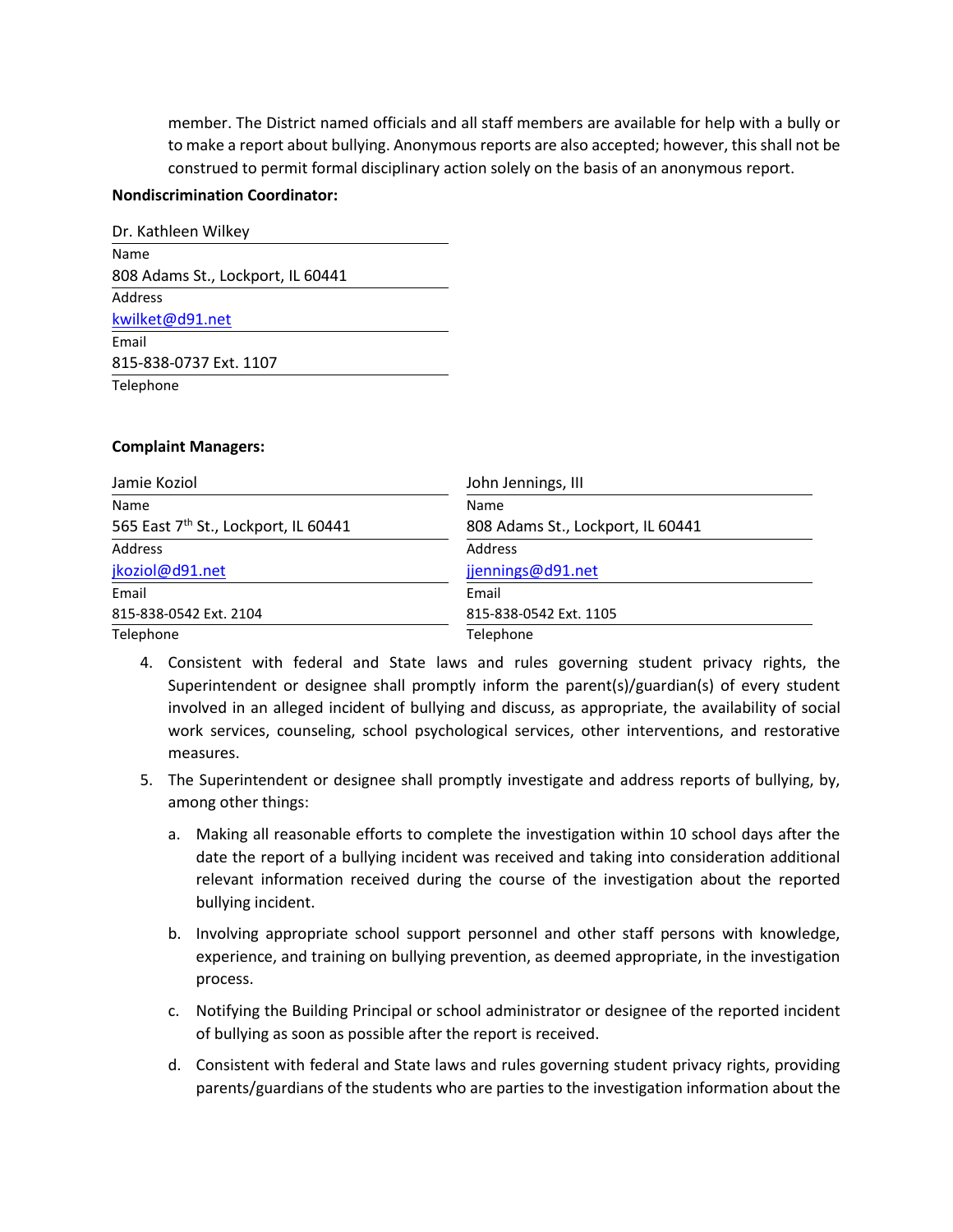member. The District named officials and all staff members are available for help with a bully or to make a report about bullying. Anonymous reports are also accepted; however, this shall not be construed to permit formal disciplinary action solely on the basis of an anonymous report.

**Nondiscrimination Coordinator:**

Dr. Kathleen Wilkey
Name
808 Adams St., Lockport, IL 60441
Address
kwilket@d91.net
Email
815-838-0737 Ext. 1107
Telephone

**Complaint Managers:**

| | |
|---|---|
| Jamie Koziol | John Jennings, III |
| Name | Name |
| 565 East 7th St., Lockport, IL 60441 | 808 Adams St., Lockport, IL 60441 |
| Address | Address |
| jkoziol@d91.net | jjennings@d91.net |
| Email | Email |
| 815-838-0542 Ext. 2104 | 815-838-0542 Ext. 1105 |
| Telephone | Telephone |

4. Consistent with federal and State laws and rules governing student privacy rights, the Superintendent or designee shall promptly inform the parent(s)/guardian(s) of every student involved in an alleged incident of bullying and discuss, as appropriate, the availability of social work services, counseling, school psychological services, other interventions, and restorative measures.
5. The Superintendent or designee shall promptly investigate and address reports of bullying, by, among other things:
   a. Making all reasonable efforts to complete the investigation within 10 school days after the date the report of a bullying incident was received and taking into consideration additional relevant information received during the course of the investigation about the reported bullying incident.
   b. Involving appropriate school support personnel and other staff persons with knowledge, experience, and training on bullying prevention, as deemed appropriate, in the investigation process.
   c. Notifying the Building Principal or school administrator or designee of the reported incident of bullying as soon as possible after the report is received.
   d. Consistent with federal and State laws and rules governing student privacy rights, providing parents/guardians of the students who are parties to the investigation information about the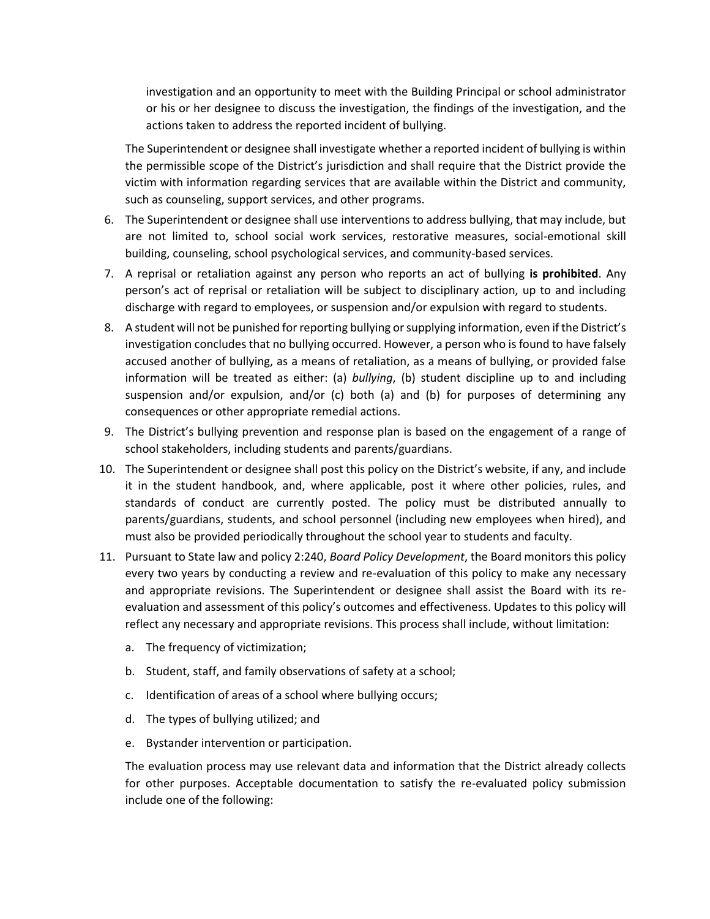investigation and an opportunity to meet with the Building Principal or school administrator or his or her designee to discuss the investigation, the findings of the investigation, and the actions taken to address the reported incident of bullying.

The Superintendent or designee shall investigate whether a reported incident of bullying is within the permissible scope of the District's jurisdiction and shall require that the District provide the victim with information regarding services that are available within the District and community, such as counseling, support services, and other programs.

6. The Superintendent or designee shall use interventions to address bullying, that may include, but are not limited to, school social work services, restorative measures, social-emotional skill building, counseling, school psychological services, and community-based services.
7. A reprisal or retaliation against any person who reports an act of bullying **is prohibited**. Any person's act of reprisal or retaliation will be subject to disciplinary action, up to and including discharge with regard to employees, or suspension and/or expulsion with regard to students.
8. A student will not be punished for reporting bullying or supplying information, even if the District's investigation concludes that no bullying occurred. However, a person who is found to have falsely accused another of bullying, as a means of retaliation, as a means of bullying, or provided false information will be treated as either: (a) *bullying*, (b) student discipline up to and including suspension and/or expulsion, and/or (c) both (a) and (b) for purposes of determining any consequences or other appropriate remedial actions.
9. The District's bullying prevention and response plan is based on the engagement of a range of school stakeholders, including students and parents/guardians.
10. The Superintendent or designee shall post this policy on the District's website, if any, and include it in the student handbook, and, where applicable, post it where other policies, rules, and standards of conduct are currently posted. The policy must be distributed annually to parents/guardians, students, and school personnel (including new employees when hired), and must also be provided periodically throughout the school year to students and faculty.
11. Pursuant to State law and policy 2:240, *Board Policy Development*, the Board monitors this policy every two years by conducting a review and re-evaluation of this policy to make any necessary and appropriate revisions. The Superintendent or designee shall assist the Board with its re-evaluation and assessment of this policy's outcomes and effectiveness. Updates to this policy will reflect any necessary and appropriate revisions. This process shall include, without limitation:
    a. The frequency of victimization;
    b. Student, staff, and family observations of safety at a school;
    c. Identification of areas of a school where bullying occurs;
    d. The types of bullying utilized; and
    e. Bystander intervention or participation.

    The evaluation process may use relevant data and information that the District already collects for other purposes. Acceptable documentation to satisfy the re-evaluated policy submission include one of the following: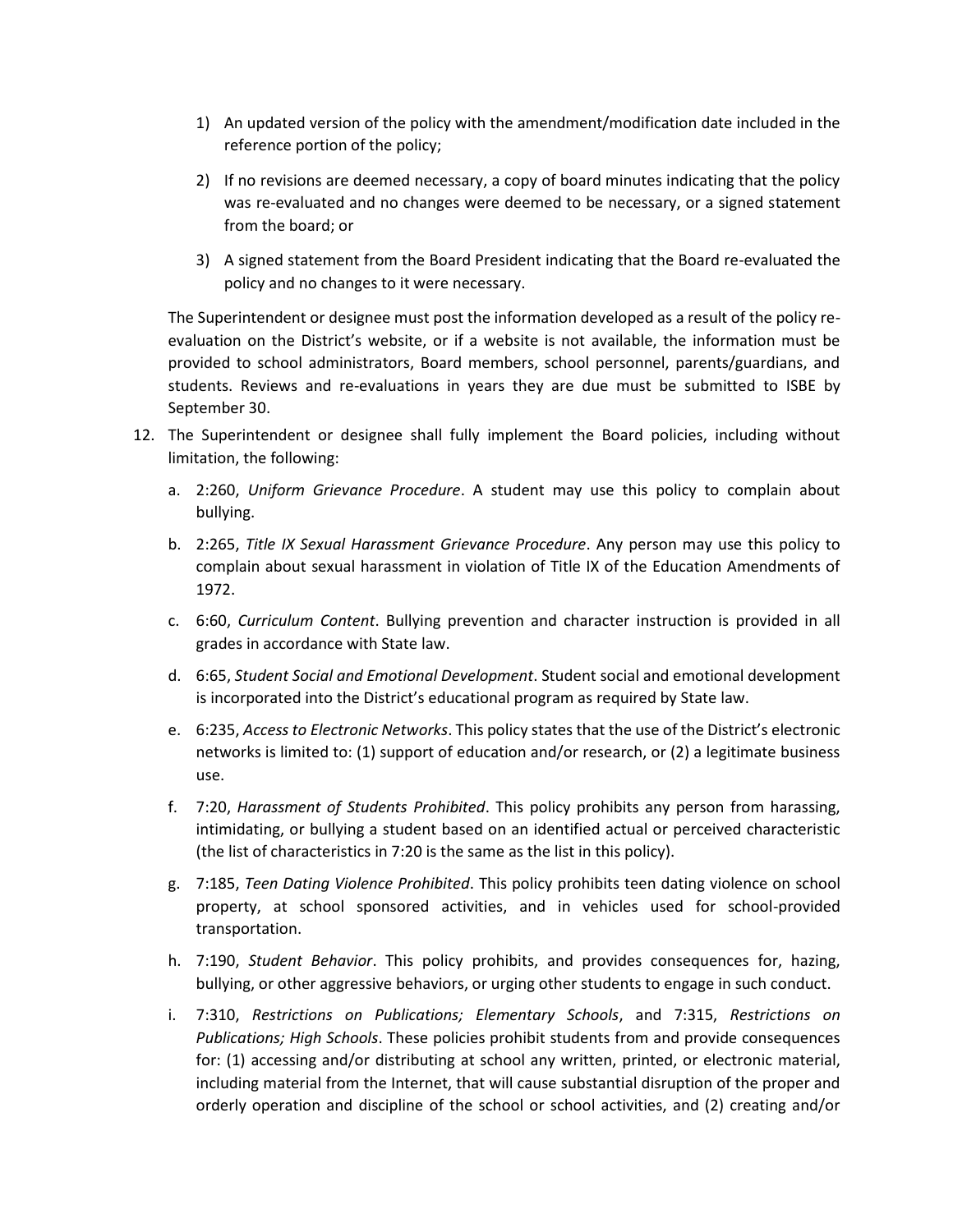1) An updated version of the policy with the amendment/modification date included in the reference portion of the policy;

2) If no revisions are deemed necessary, a copy of board minutes indicating that the policy was re-evaluated and no changes were deemed to be necessary, or a signed statement from the board; or

3) A signed statement from the Board President indicating that the Board re-evaluated the policy and no changes to it were necessary.

The Superintendent or designee must post the information developed as a result of the policy re-evaluation on the District's website, or if a website is not available, the information must be provided to school administrators, Board members, school personnel, parents/guardians, and students. Reviews and re-evaluations in years they are due must be submitted to ISBE by September 30.

12. The Superintendent or designee shall fully implement the Board policies, including without limitation, the following:

    a. 2:260, *Uniform Grievance Procedure*. A student may use this policy to complain about bullying.

    b. 2:265, *Title IX Sexual Harassment Grievance Procedure*. Any person may use this policy to complain about sexual harassment in violation of Title IX of the Education Amendments of 1972.

    c. 6:60, *Curriculum Content*. Bullying prevention and character instruction is provided in all grades in accordance with State law.

    d. 6:65, *Student Social and Emotional Development*. Student social and emotional development is incorporated into the District's educational program as required by State law.

    e. 6:235, *Access to Electronic Networks*. This policy states that the use of the District's electronic networks is limited to: (1) support of education and/or research, or (2) a legitimate business use.

    f. 7:20, *Harassment of Students Prohibited*. This policy prohibits any person from harassing, intimidating, or bullying a student based on an identified actual or perceived characteristic (the list of characteristics in 7:20 is the same as the list in this policy).

    g. 7:185, *Teen Dating Violence Prohibited*. This policy prohibits teen dating violence on school property, at school sponsored activities, and in vehicles used for school-provided transportation.

    h. 7:190, *Student Behavior*. This policy prohibits, and provides consequences for, hazing, bullying, or other aggressive behaviors, or urging other students to engage in such conduct.

    i. 7:310, *Restrictions on Publications; Elementary Schools*, and 7:315, *Restrictions on Publications; High Schools*. These policies prohibit students from and provide consequences for: (1) accessing and/or distributing at school any written, printed, or electronic material, including material from the Internet, that will cause substantial disruption of the proper and orderly operation and discipline of the school or school activities, and (2) creating and/or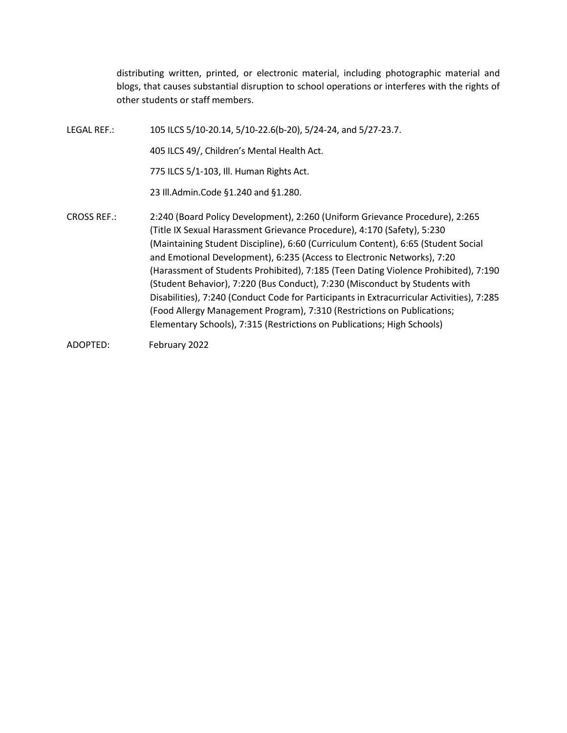distributing written, printed, or electronic material, including photographic material and blogs, that causes substantial disruption to school operations or interferes with the rights of other students or staff members.

LEGAL REF.: 105 ILCS 5/10-20.14, 5/10-22.6(b-20), 5/24-24, and 5/27-23.7.

405 ILCS 49/, Children's Mental Health Act.

775 ILCS 5/1-103, Ill. Human Rights Act.

23 Ill.Admin.Code §1.240 and §1.280.

CROSS REF.: 2:240 (Board Policy Development), 2:260 (Uniform Grievance Procedure), 2:265 (Title IX Sexual Harassment Grievance Procedure), 4:170 (Safety), 5:230 (Maintaining Student Discipline), 6:60 (Curriculum Content), 6:65 (Student Social and Emotional Development), 6:235 (Access to Electronic Networks), 7:20 (Harassment of Students Prohibited), 7:185 (Teen Dating Violence Prohibited), 7:190 (Student Behavior), 7:220 (Bus Conduct), 7:230 (Misconduct by Students with Disabilities), 7:240 (Conduct Code for Participants in Extracurricular Activities), 7:285 (Food Allergy Management Program), 7:310 (Restrictions on Publications; Elementary Schools), 7:315 (Restrictions on Publications; High Schools)

ADOPTED: February 2022